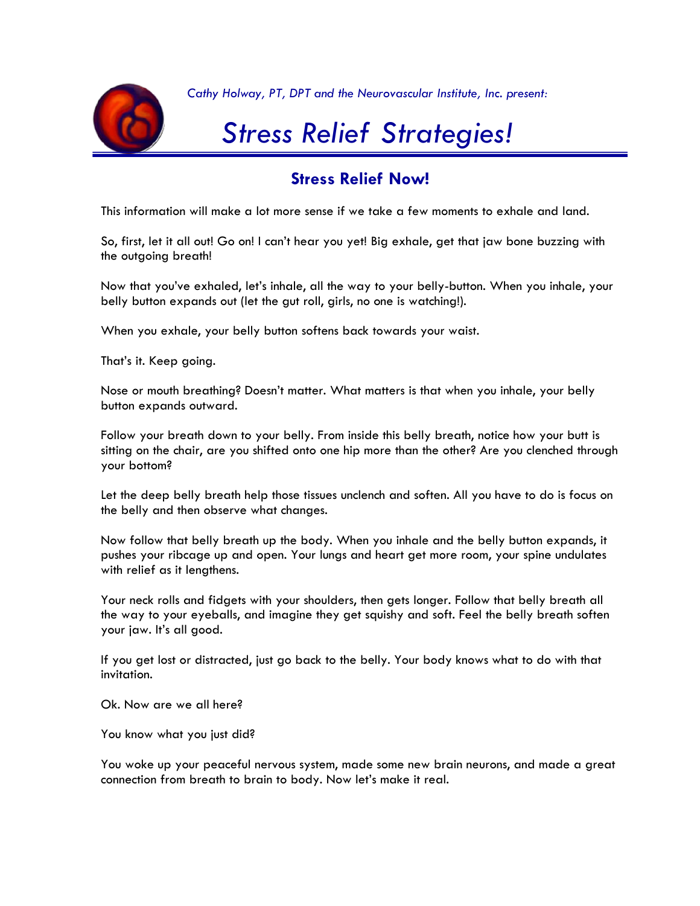*Cathy Holway, PT, DPT and the Neurovascular Institute, Inc. present:*

# *Stress Relief Strategies!*

## Stress Relief Now!

This information will make a lot more sense if we take a few moments to exhale and land.

So, first, let it all out! Go on! I can't hear you yet! Big exhale, get that jaw bone buzzing with the outgoing breath!

Now that you've exhaled, let's inhale, all the way to your belly-button. When you inhale, your belly button expands out (let the gut roll, girls, no one is watching!).

When you exhale, your belly button softens back towards your waist.

That's it. Keep going.

Nose or mouth breathing? Doesn't matter. What matters is that when you inhale, your belly button expands outward.

Follow your breath down to your belly. From inside this belly breath, notice how your butt is sitting on the chair, are you shifted onto one hip more than the other? Are you clenched through your bottom?

Let the deep belly breath help those tissues unclench and soften. All you have to do is focus on the belly and then observe what changes.

Now follow that belly breath up the body. When you inhale and the belly button expands, it pushes your ribcage up and open. Your lungs and heart get more room, your spine undulates with relief as it lengthens.

Your neck rolls and fidgets with your shoulders, then gets longer. Follow that belly breath all the way to your eyeballs, and imagine they get squishy and soft. Feel the belly breath soften your jaw. It's all good.

If you get lost or distracted, just go back to the belly. Your body knows what to do with that invitation.

Ok. Now are we all here?

You know what you just did?

You woke up your peaceful nervous system, made some new brain neurons, and made a great connection from breath to brain to body. Now let's make it real.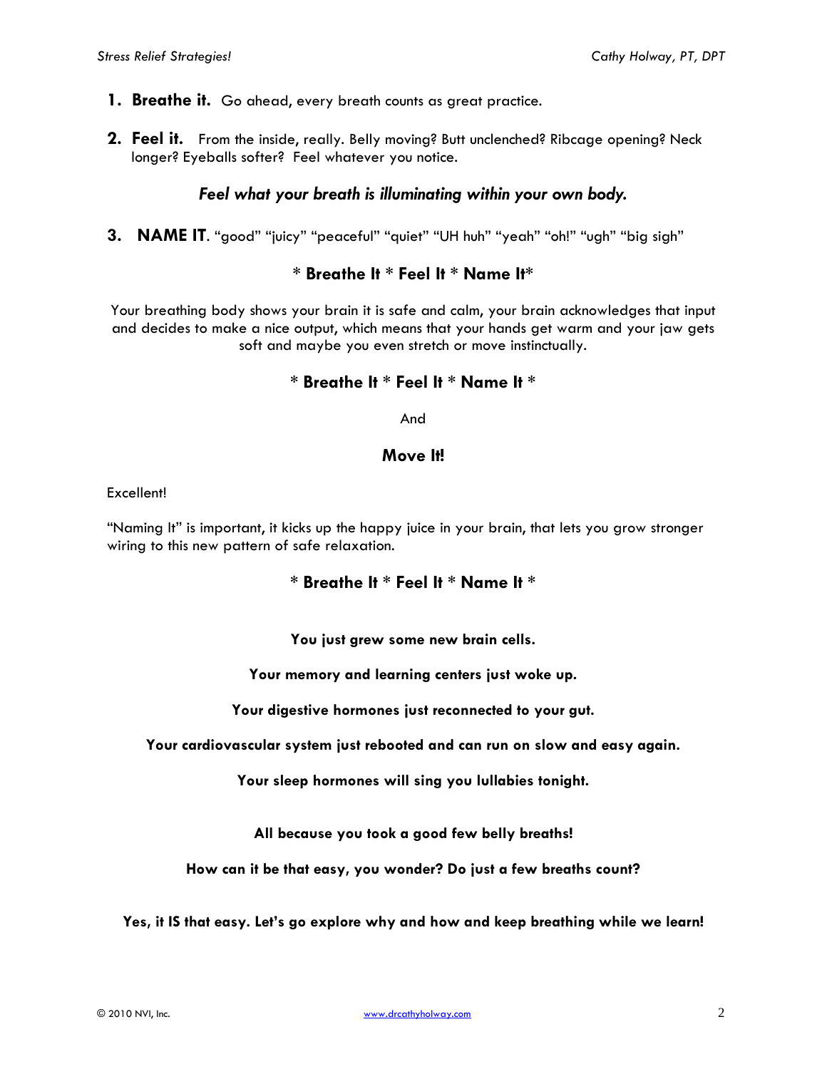1. **Breathe it.** Go ahead, every breath counts as great practice.

2. **Feel it.** From the inside, really. Belly moving? Butt unclenched? Ribcage opening? Neck longer? Eyeballs softer? Feel whatever you notice.

***Feel what your breath is illuminating within your own body.***

3. **NAME IT**. "good" "juicy" "peaceful" "quiet" "UH huh" "yeah" "oh!" "ugh" "big sigh"

**\* Breathe It \* Feel It \* Name It\***

Your breathing body shows your brain it is safe and calm, your brain acknowledges that input and decides to make a nice output, which means that your hands get warm and your jaw gets soft and maybe you even stretch or move instinctually.

**\* Breathe It \* Feel It \* Name It \***

And

**Move It!**

Excellent!

"Naming It" is important, it kicks up the happy juice in your brain, that lets you grow stronger wiring to this new pattern of safe relaxation.

**\* Breathe It \* Feel It \* Name It \***

**You just grew some new brain cells.**

**Your memory and learning centers just woke up.**

**Your digestive hormones just reconnected to your gut.**

**Your cardiovascular system just rebooted and can run on slow and easy again.**

**Your sleep hormones will sing you lullabies tonight.**

**All because you took a good few belly breaths!**

**How can it be that easy, you wonder? Do just a few breaths count?**

**Yes, it IS that easy. Let's go explore why and how and keep breathing while we learn!**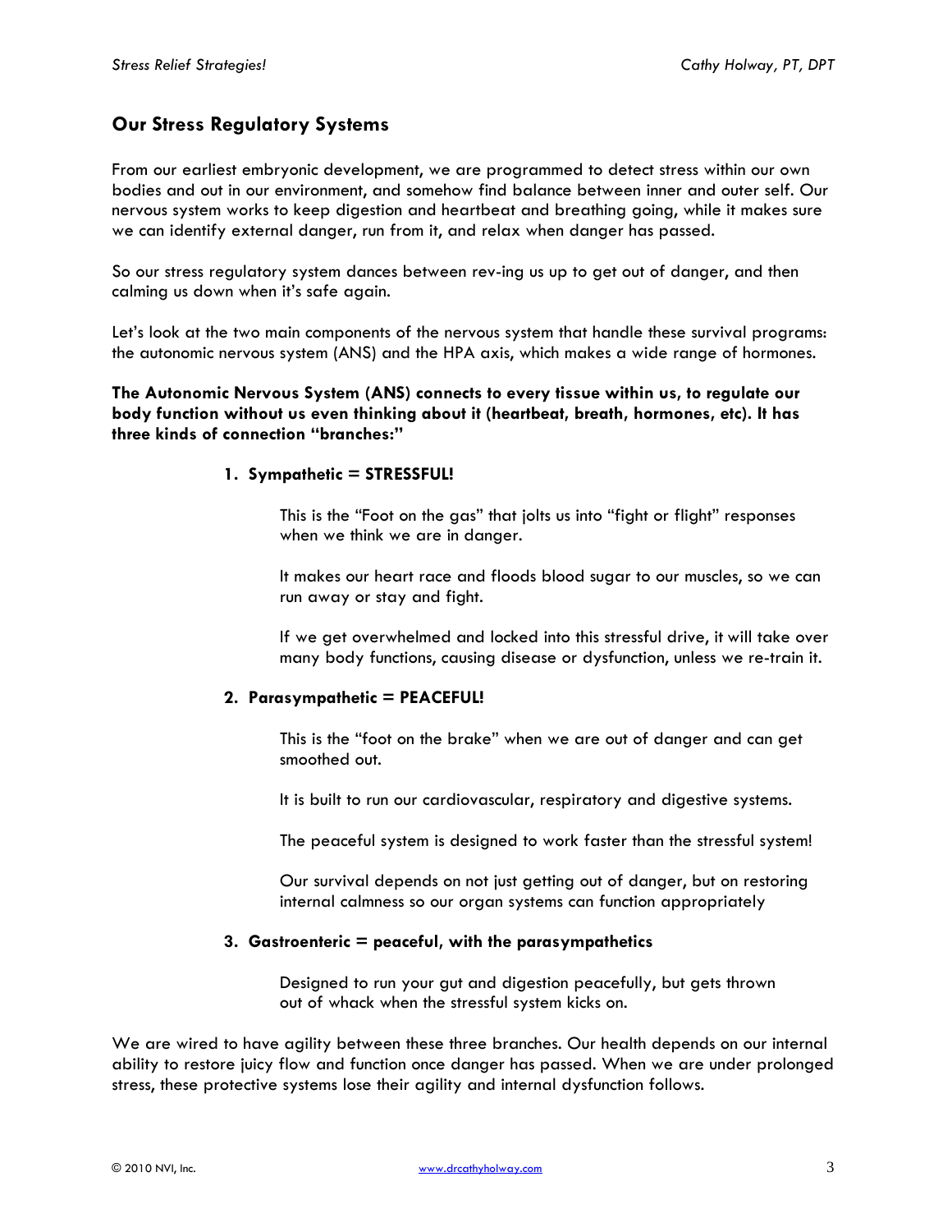## Our Stress Regulatory Systems

From our earliest embryonic development, we are programmed to detect stress within our own bodies and out in our environment, and somehow find balance between inner and outer self. Our nervous system works to keep digestion and heartbeat and breathing going, while it makes sure we can identify external danger, run from it, and relax when danger has passed.

So our stress regulatory system dances between rev-ing us up to get out of danger, and then calming us down when it's safe again.

Let's look at the two main components of the nervous system that handle these survival programs: the autonomic nervous system (ANS) and the HPA axis, which makes a wide range of hormones.

**The Autonomic Nervous System (ANS) connects to every tissue within us, to regulate our body function without us even thinking about it (heartbeat, breath, hormones, etc). It has three kinds of connection "branches:"**

1. **Sympathetic = STRESSFUL!**

   This is the "Foot on the gas" that jolts us into "fight or flight" responses when we think we are in danger.

   It makes our heart race and floods blood sugar to our muscles, so we can run away or stay and fight.

   If we get overwhelmed and locked into this stressful drive, it will take over many body functions, causing disease or dysfunction, unless we re-train it.

2. **Parasympathetic = PEACEFUL!**

   This is the "foot on the brake" when we are out of danger and can get smoothed out.

   It is built to run our cardiovascular, respiratory and digestive systems.

   The peaceful system is designed to work faster than the stressful system!

   Our survival depends on not just getting out of danger, but on restoring internal calmness so our organ systems can function appropriately

3. **Gastroenteric = peaceful, with the parasympathetics**

   Designed to run your gut and digestion peacefully, but gets thrown out of whack when the stressful system kicks on.

We are wired to have agility between these three branches. Our health depends on our internal ability to restore juicy flow and function once danger has passed. When we are under prolonged stress, these protective systems lose their agility and internal dysfunction follows.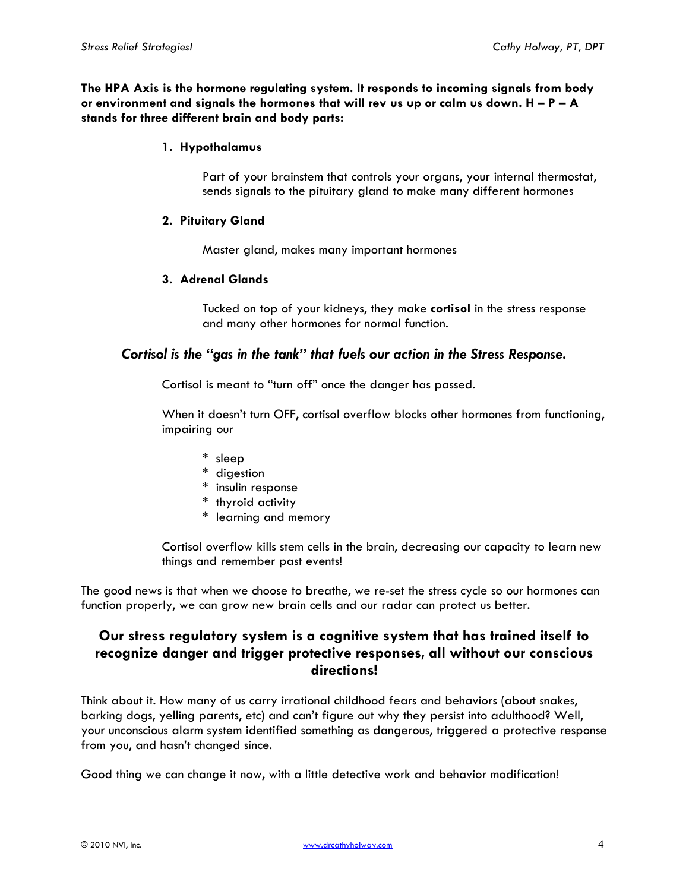**The HPA Axis is the hormone regulating system. It responds to incoming signals from body or environment and signals the hormones that will rev us up or calm us down. H – P – A stands for three different brain and body parts:**

1. **Hypothalamus**

   Part of your brainstem that controls your organs, your internal thermostat, sends signals to the pituitary gland to make many different hormones

2. **Pituitary Gland**

   Master gland, makes many important hormones

3. **Adrenal Glands**

   Tucked on top of your kidneys, they make **cortisol** in the stress response and many other hormones for normal function.

### *Cortisol is the "gas in the tank" that fuels our action in the Stress Response.*

Cortisol is meant to "turn off" once the danger has passed.

When it doesn't turn OFF, cortisol overflow blocks other hormones from functioning, impairing our

* sleep
* digestion
* insulin response
* thyroid activity
* learning and memory

Cortisol overflow kills stem cells in the brain, decreasing our capacity to learn new things and remember past events!

The good news is that when we choose to breathe, we re-set the stress cycle so our hormones can function properly, we can grow new brain cells and our radar can protect us better.

## Our stress regulatory system is a cognitive system that has trained itself to recognize danger and trigger protective responses, all without our conscious directions!

Think about it. How many of us carry irrational childhood fears and behaviors (about snakes, barking dogs, yelling parents, etc) and can't figure out why they persist into adulthood? Well, your unconscious alarm system identified something as dangerous, triggered a protective response from you, and hasn't changed since.

Good thing we can change it now, with a little detective work and behavior modification!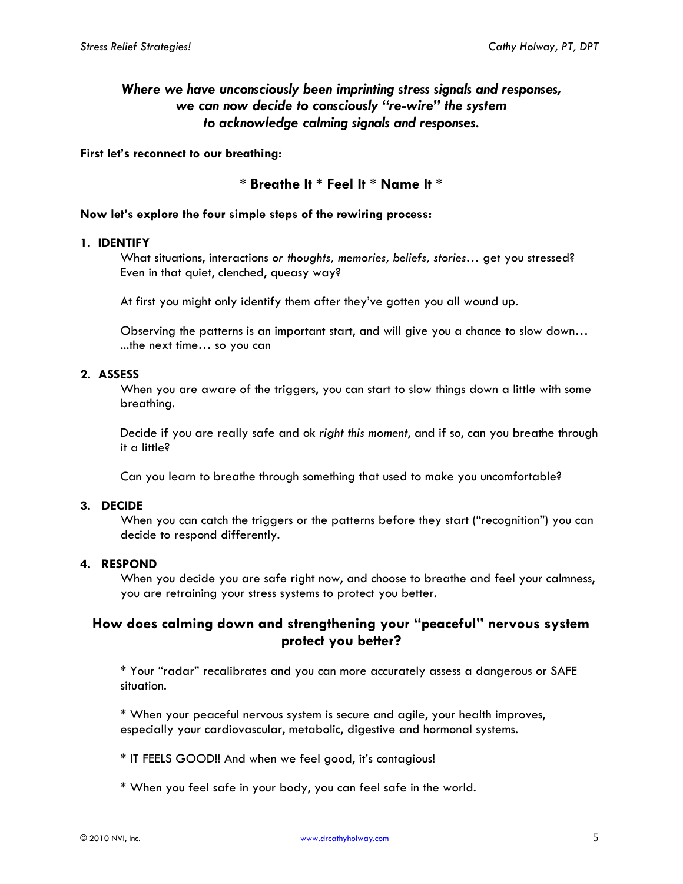***Where we have unconsciously been imprinting stress signals and responses, we can now decide to consciously "re-wire" the system to acknowledge calming signals and responses.***

**First let's reconnect to our breathing:**

**\* Breathe It \* Feel It \* Name It \***

**Now let's explore the four simple steps of the rewiring process:**

1. **IDENTIFY**

   What situations, interactions *or thoughts, memories, beliefs, stories*… get you stressed? Even in that quiet, clenched, queasy way?

   At first you might only identify them after they've gotten you all wound up.

   Observing the patterns is an important start, and will give you a chance to slow down… ...the next time… so you can

2. **ASSESS**

   When you are aware of the triggers, you can start to slow things down a little with some breathing.

   Decide if you are really safe and ok *right this moment*, and if so, can you breathe through it a little?

   Can you learn to breathe through something that used to make you uncomfortable?

3. **DECIDE**

   When you can catch the triggers or the patterns before they start ("recognition") you can decide to respond differently.

4. **RESPOND**

   When you decide you are safe right now, and choose to breathe and feel your calmness, you are retraining your stress systems to protect you better.

## How does calming down and strengthening your "peaceful" nervous system protect you better?

\* Your "radar" recalibrates and you can more accurately assess a dangerous or SAFE situation.

\* When your peaceful nervous system is secure and agile, your health improves, especially your cardiovascular, metabolic, digestive and hormonal systems.

\* IT FEELS GOOD!! And when we feel good, it's contagious!

\* When you feel safe in your body, you can feel safe in the world.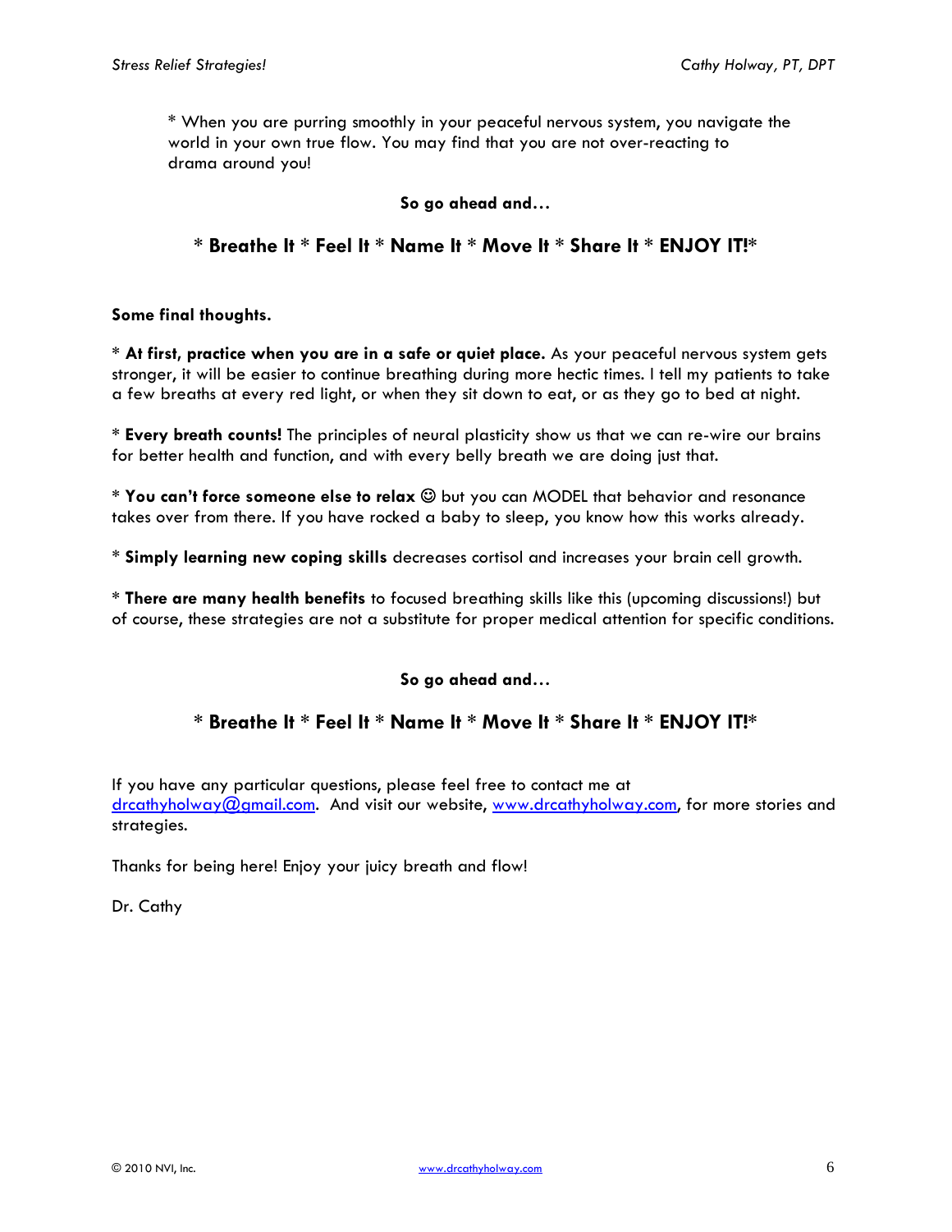* When you are purring smoothly in your peaceful nervous system, you navigate the world in your own true flow. You may find that you are not over-reacting to drama around you!

**So go ahead and…**

**\* Breathe It \* Feel It \* Name It \* Move It \* Share It \* ENJOY IT!\***

**Some final thoughts.**

* **At first, practice when you are in a safe or quiet place.** As your peaceful nervous system gets stronger, it will be easier to continue breathing during more hectic times. I tell my patients to take a few breaths at every red light, or when they sit down to eat, or as they go to bed at night.

* **Every breath counts!** The principles of neural plasticity show us that we can re-wire our brains for better health and function, and with every belly breath we are doing just that.

* **You can't force someone else to relax** ☺ but you can MODEL that behavior and resonance takes over from there. If you have rocked a baby to sleep, you know how this works already.

* **Simply learning new coping skills** decreases cortisol and increases your brain cell growth.

* **There are many health benefits** to focused breathing skills like this (upcoming discussions!) but of course, these strategies are not a substitute for proper medical attention for specific conditions.

**So go ahead and…**

**\* Breathe It \* Feel It \* Name It \* Move It \* Share It \* ENJOY IT!\***

If you have any particular questions, please feel free to contact me at drcathyholway@gmail.com. And visit our website, www.drcathyholway.com, for more stories and strategies.

Thanks for being here! Enjoy your juicy breath and flow!

Dr. Cathy

© 2010 NVI, Inc.